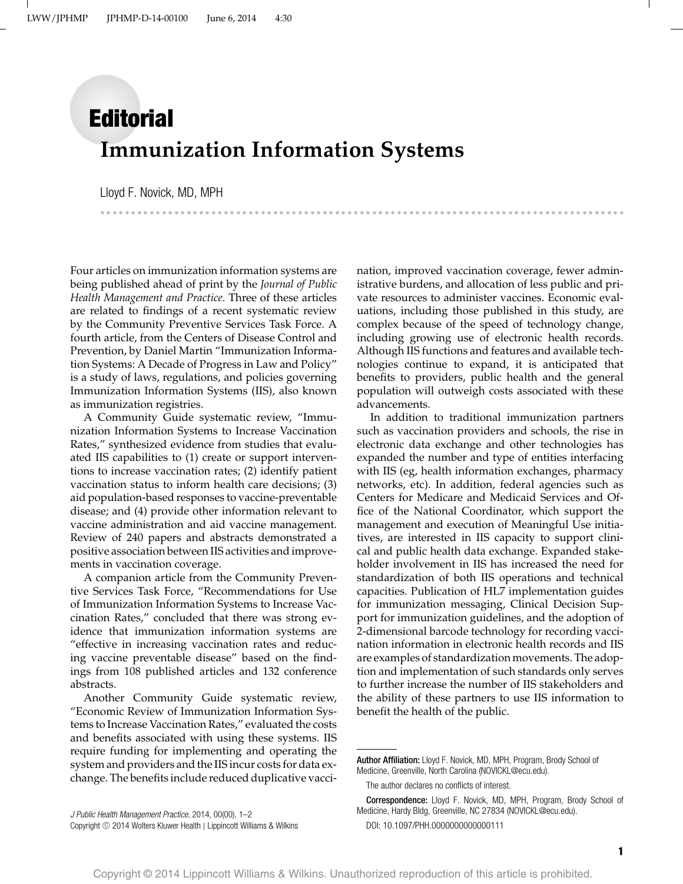# Editorial

# Immunization Information Systems

Lloyd F. Novick, MD, MPH

Four articles on immunization information systems are being published ahead of print by the *Journal of Public Health Management and Practice*. Three of these articles are related to findings of a recent systematic review by the Community Preventive Services Task Force. A fourth article, from the Centers of Disease Control and Prevention, by Daniel Martin "Immunization Information Systems: A Decade of Progress in Law and Policy" is a study of laws, regulations, and policies governing Immunization Information Systems (IIS), also known as immunization registries.

A Community Guide systematic review, "Immunization Information Systems to Increase Vaccination Rates," synthesized evidence from studies that evaluated IIS capabilities to (1) create or support interventions to increase vaccination rates; (2) identify patient vaccination status to inform health care decisions; (3) aid population-based responses to vaccine-preventable disease; and (4) provide other information relevant to vaccine administration and aid vaccine management. Review of 240 papers and abstracts demonstrated a positive association between IIS activities and improvements in vaccination coverage.

A companion article from the Community Preventive Services Task Force, "Recommendations for Use of Immunization Information Systems to Increase Vaccination Rates," concluded that there was strong evidence that immunization information systems are "effective in increasing vaccination rates and reducing vaccine preventable disease" based on the findings from 108 published articles and 132 conference abstracts.

Another Community Guide systematic review, "Economic Review of Immunization Information Systems to Increase Vaccination Rates," evaluated the costs and benefits associated with using these systems. IIS require funding for implementing and operating the system and providers and the IIS incur costs for data exchange. The benefits include reduced duplicative vaccination, improved vaccination coverage, fewer administrative burdens, and allocation of less public and private resources to administer vaccines. Economic evaluations, including those published in this study, are complex because of the speed of technology change, including growing use of electronic health records. Although IIS functions and features and available technologies continue to expand, it is anticipated that benefits to providers, public health and the general population will outweigh costs associated with these advancements.

In addition to traditional immunization partners such as vaccination providers and schools, the rise in electronic data exchange and other technologies has expanded the number and type of entities interfacing with IIS (eg, health information exchanges, pharmacy networks, etc). In addition, federal agencies such as Centers for Medicare and Medicaid Services and Office of the National Coordinator, which support the management and execution of Meaningful Use initiatives, are interested in IIS capacity to support clinical and public health data exchange. Expanded stakeholder involvement in IIS has increased the need for standardization of both IIS operations and technical capacities. Publication of HL7 implementation guides for immunization messaging, Clinical Decision Support for immunization guidelines, and the adoption of 2-dimensional barcode technology for recording vaccination information in electronic health records and IIS are examples of standardization movements. The adoption and implementation of such standards only serves to further increase the number of IIS stakeholders and the ability of these partners to use IIS information to benefit the health of the public.

**Author Affiliation:** Lloyd F. Novick, MD, MPH, Program, Brody School of Medicine, Greenville, North Carolina (NOVICKL@ecu.edu).

The author declares no conflicts of interest.

**Correspondence:** Lloyd F. Novick, MD, MPH, Program, Brody School of Medicine, Hardy Bldg, Greenville, NC 27834 (NOVICKL@ecu.edu).

DOI: 10.1097/PHH.0000000000000111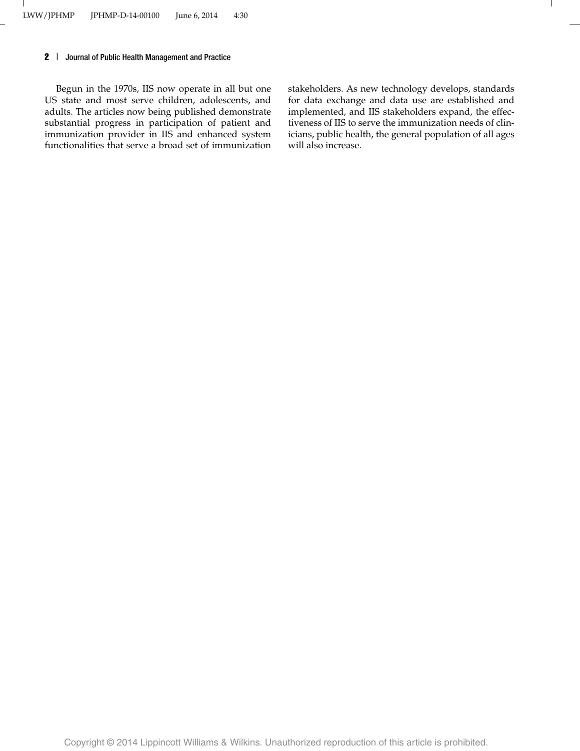Begun in the 1970s, IIS now operate in all but one US state and most serve children, adolescents, and adults. The articles now being published demonstrate substantial progress in participation of patient and immunization provider in IIS and enhanced system functionalities that serve a broad set of immunization stakeholders. As new technology develops, standards for data exchange and data use are established and implemented, and IIS stakeholders expand, the effectiveness of IIS to serve the immunization needs of clinicians, public health, the general population of all ages will also increase.